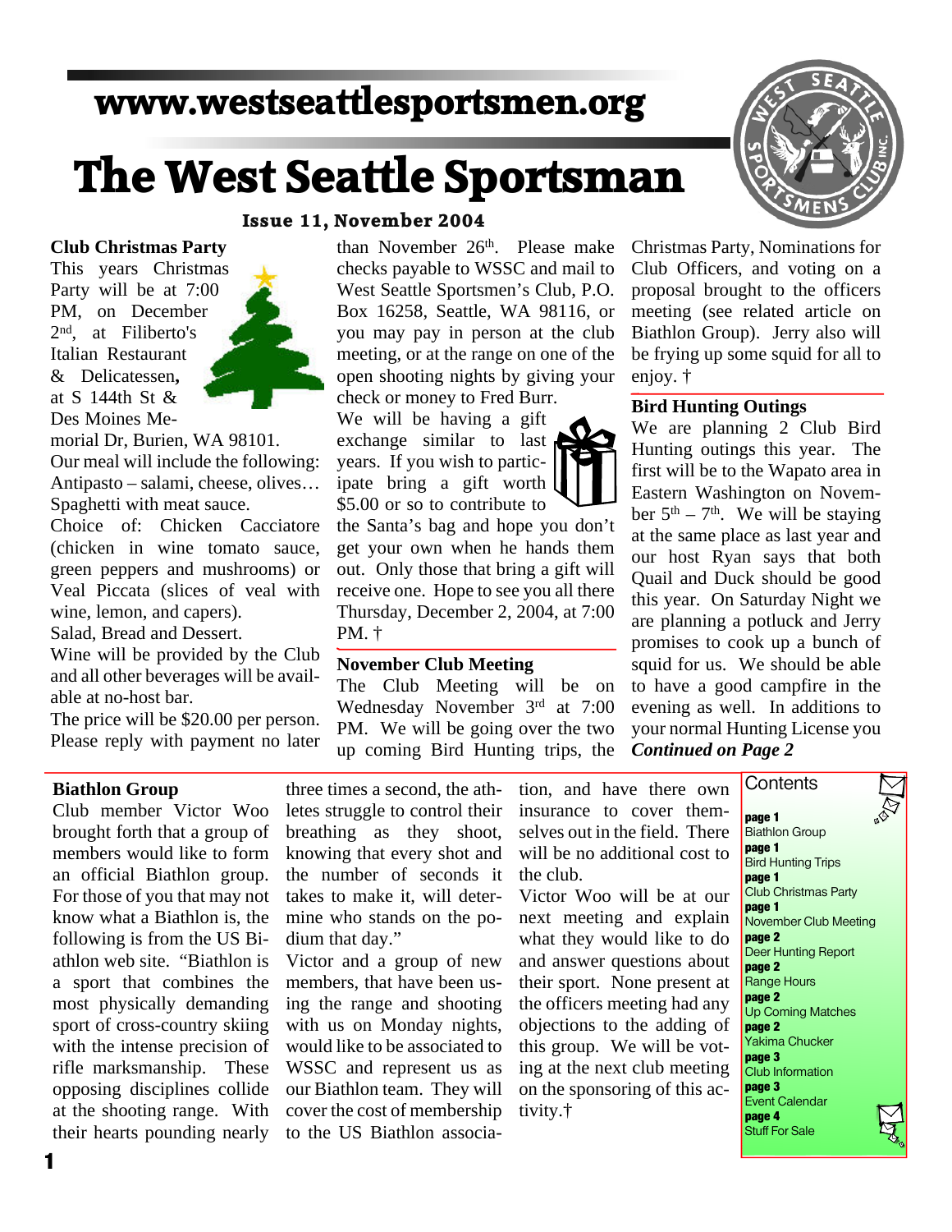www.westseattlesportsmen.org

# The West Seattle Sportsman

**Issue 11, November 2004**

## Club Christmas Party

This years Christmas Party will be at 7:00 PM, on December 2nd, at Filiberto's Italian Restaurant & Delicatessen**,** at S 144th St & Des Moines Memorial Dr, Burien, WA 98101.

Our meal will include the following:
Antipasto – salami, cheese, olives…
Spaghetti with meat sauce.
Choice of: Chicken Cacciatore (chicken in wine tomato sauce, green peppers and mushrooms) or Veal Piccata (slices of veal with wine, lemon, and capers).
Salad, Bread and Dessert.

Wine will be provided by the Club and all other beverages will be available at no-host bar.

The price will be $20.00 per person. Please reply with payment no later than November 26th. Please make checks payable to WSSC and mail to West Seattle Sportsmen's Club, P.O. Box 16258, Seattle, WA 98116, or you may pay in person at the club meeting, or at the range on one of the open shooting nights by giving your check or money to Fred Burr.

We will be having a gift exchange similar to last years. If you wish to participate bring a gift worth $5.00 or so to contribute to the Santa's bag and hope you don't get your own when he hands them out. Only those that bring a gift will receive one. Hope to see you all there Thursday, December 2, 2004, at 7:00 PM. †

## November Club Meeting

The Club Meeting will be on Wednesday November 3rd at 7:00 PM. We will be going over the two up coming Bird Hunting trips, the Christmas Party, Nominations for Club Officers, and voting on a proposal brought to the officers meeting (see related article on Biathlon Group). Jerry also will be frying up some squid for all to enjoy. †

## Bird Hunting Outings

We are planning 2 Club Bird Hunting outings this year. The first will be to the Wapato area in Eastern Washington on November 5th – 7th. We will be staying at the same place as last year and our host Ryan says that both Quail and Duck should be good this year. On Saturday Night we are planning a potluck and Jerry promises to cook up a bunch of squid for us. We should be able to have a good campfire in the evening as well. In additions to your normal Hunting License you ***Continued on Page 2***

## Biathlon Group

Club member Victor Woo brought forth that a group of members would like to form an official Biathlon group. For those of you that may not know what a Biathlon is, the following is from the US Biathlon web site. "Biathlon is a sport that combines the most physically demanding sport of cross-country skiing with the intense precision of rifle marksmanship. These opposing disciplines collide at the shooting range. With their hearts pounding nearly three times a second, the athletes struggle to control their breathing as they shoot, knowing that every shot and the number of seconds it takes to make it, will determine who stands on the podium that day."

Victor and a group of new members, that have been using the range and shooting with us on Monday nights, would like to be associated to WSSC and represent us as our Biathlon team. They will cover the cost of membership to the US Biathlon association, and have there own insurance to cover themselves out in the field. There will be no additional cost to the club.

Victor Woo will be at our next meeting and explain what they would like to do and answer questions about their sport. None present at the officers meeting had any objections to the adding of this group. We will be voting at the next club meeting on the sponsoring of this activity.†

## Contents

**page 1** Biathlon Group
**page 1** Bird Hunting Trips
**page 1** Club Christmas Party
**page 1** November Club Meeting
**page 2** Deer Hunting Report
**page 2** Range Hours
**page 2** Up Coming Matches
**page 2** Yakima Chucker
**page 3** Club Information
**page 3** Event Calendar
**page 4** Stuff For Sale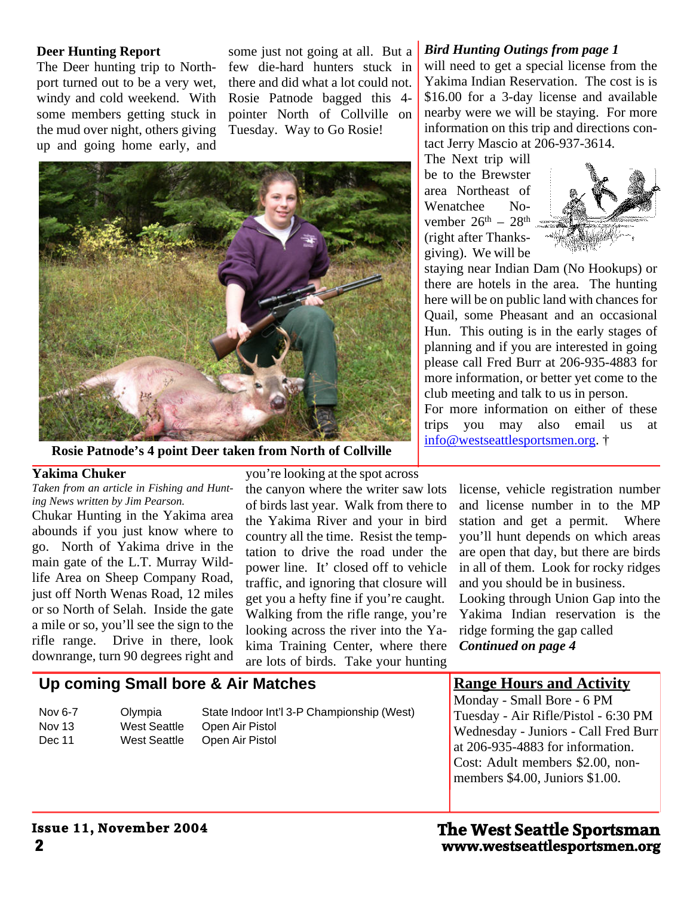## Deer Hunting Report

The Deer hunting trip to Northport turned out to be a very wet, windy and cold weekend. With some members getting stuck in the mud over night, others giving up and going home early, and some just not going at all. But a few die-hard hunters stuck in there and did what a lot could not. Rosie Patnode bagged this 4-pointer North of Collville on Tuesday. Way to Go Rosie!

**Rosie Patnode's 4 point Deer taken from North of Collville**

## *Bird Hunting Outings from page 1*

will need to get a special license from the Yakima Indian Reservation. The cost is is $16.00 for a 3-day license and available nearby were we will be staying. For more information on this trip and directions contact Jerry Mascio at 206-937-3614.

The Next trip will be to the Brewster area Northeast of Wenatchee November 26th – 28th (right after Thanksgiving). We will be staying near Indian Dam (No Hookups) or there are hotels in the area. The hunting here will be on public land with chances for Quail, some Pheasant and an occasional Hun. This outing is in the early stages of planning and if you are interested in going please call Fred Burr at 206-935-4883 for more information, or better yet come to the club meeting and talk to us in person.

For more information on either of these trips you may also email us at info@westseattlesportsmen.org. †

## Yakima Chuker

*Taken from an article in Fishing and Hunting News written by Jim Pearson.*

Chukar Hunting in the Yakima area abounds if you just know where to go. North of Yakima drive in the main gate of the L.T. Murray Wildlife Area on Sheep Company Road, just off North Wenas Road, 12 miles or so North of Selah. Inside the gate a mile or so, you'll see the sign to the rifle range. Drive in there, look downrange, turn 90 degrees right and you're looking at the spot across the canyon where the writer saw lots of birds last year. Walk from there to the Yakima River and your in bird country all the time. Resist the temptation to drive the road under the power line. It' closed off to vehicle traffic, and ignoring that closure will get you a hefty fine if you're caught. Walking from the rifle range, you're looking across the river into the Yakima Training Center, where there are lots of birds. Take your hunting license, vehicle registration number and license number in to the MP station and get a permit. Where you'll hunt depends on which areas are open that day, but there are birds in all of them. Look for rocky ridges and you should be in business.

Looking through Union Gap into the Yakima Indian reservation is the ridge forming the gap called ***Continued on page 4***

## Up coming Small bore & Air Matches

| | | |
|---|---|---|
| Nov 6-7 | Olympia | State Indoor Int'l 3-P Championship (West) |
| Nov 13 | West Seattle | Open Air Pistol |
| Dec 11 | West Seattle | Open Air Pistol |

## Range Hours and Activity

Monday - Small Bore - 6 PM
Tuesday - Air Rifle/Pistol - 6:30 PM
Wednesday - Juniors - Call Fred Burr at 206-935-4883 for information.
Cost: Adult members $2.00, non-members $4.00, Juniors $1.00.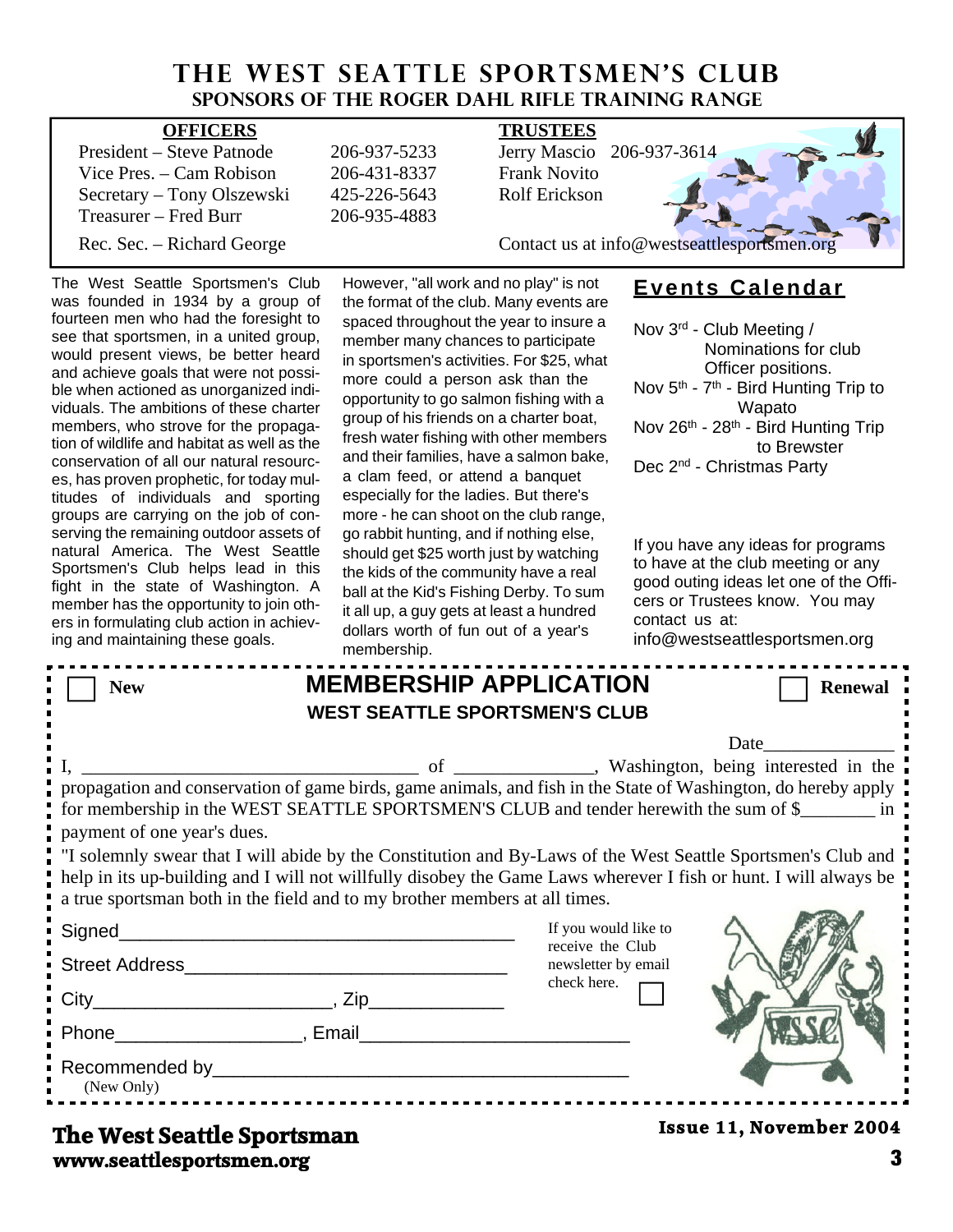# THE WEST SEATTLE SPORTSMEN'S CLUB

## SPONSORS OF THE ROGER DAHL RIFLE TRAINING RANGE

**OFFICERS**

President – Steve Patnode 206-937-5233
Vice Pres. – Cam Robison 206-431-8337
Secretary – Tony Olszewski 425-226-5643
Treasurer – Fred Burr 206-935-4883
Rec. Sec. – Richard George

**TRUSTEES**

Jerry Mascio 206-937-3614
Frank Novito
Rolf Erickson

Contact us at info@westseattlesportsmen.org

The West Seattle Sportsmen's Club was founded in 1934 by a group of fourteen men who had the foresight to see that sportsmen, in a united group, would present views, be better heard and achieve goals that were not possible when actioned as unorganized individuals. The ambitions of these charter members, who strove for the propagation of wildlife and habitat as well as the conservation of all our natural resources, has proven prophetic, for today multitudes of individuals and sporting groups are carrying on the job of conserving the remaining outdoor assets of natural America. The West Seattle Sportsmen's Club helps lead in this fight in the state of Washington. A member has the opportunity to join others in formulating club action in achieving and maintaining these goals.

However, "all work and no play" is not the format of the club. Many events are spaced throughout the year to insure a member many chances to participate in sportsmen's activities. For $25, what more could a person ask than the opportunity to go salmon fishing with a group of his friends on a charter boat, fresh water fishing with other members and their families, have a salmon bake, a clam feed, or attend a banquet especially for the ladies. But there's more - he can shoot on the club range, go rabbit hunting, and if nothing else, should get $25 worth just by watching the kids of the community have a real ball at the Kid's Fishing Derby. To sum it all up, a guy gets at least a hundred dollars worth of fun out of a year's membership.

## Events Calendar

Nov 3rd - Club Meeting / Nominations for club Officer positions.
Nov 5th - 7th - Bird Hunting Trip to Wapato
Nov 26th - 28th - Bird Hunting Trip to Brewster
Dec 2nd - Christmas Party

If you have any ideas for programs to have at the club meeting or any good outing ideas let one of the Officers or Trustees know. You may contact us at: info@westseattlesportsmen.org

---

☐ New

## MEMBERSHIP APPLICATION

### WEST SEATTLE SPORTSMEN'S CLUB

☐ Renewal

Date______________

I, ____________________________________ of _______________, Washington, being interested in the propagation and conservation of game birds, game animals, and fish in the State of Washington, do hereby apply for membership in the WEST SEATTLE SPORTSMEN'S CLUB and tender herewith the sum of $________ in payment of one year's dues.

"I solemnly swear that I will abide by the Constitution and By-Laws of the West Seattle Sportsmen's Club and help in its up-building and I will not willfully disobey the Game Laws wherever I fish or hunt. I will always be a true sportsman both in the field and to my brother members at all times.

Signed_______________________________________

Street Address________________________________

City_______________________, Zip_____________

Phone__________________, Email__________________________

Recommended by_______________________________________
(New Only)

If you would like to receive the Club newsletter by email check here. ☐

---

**The West Seattle Sportsman**
**www.seattlesportsmen.org**

**Issue 11, November 2004**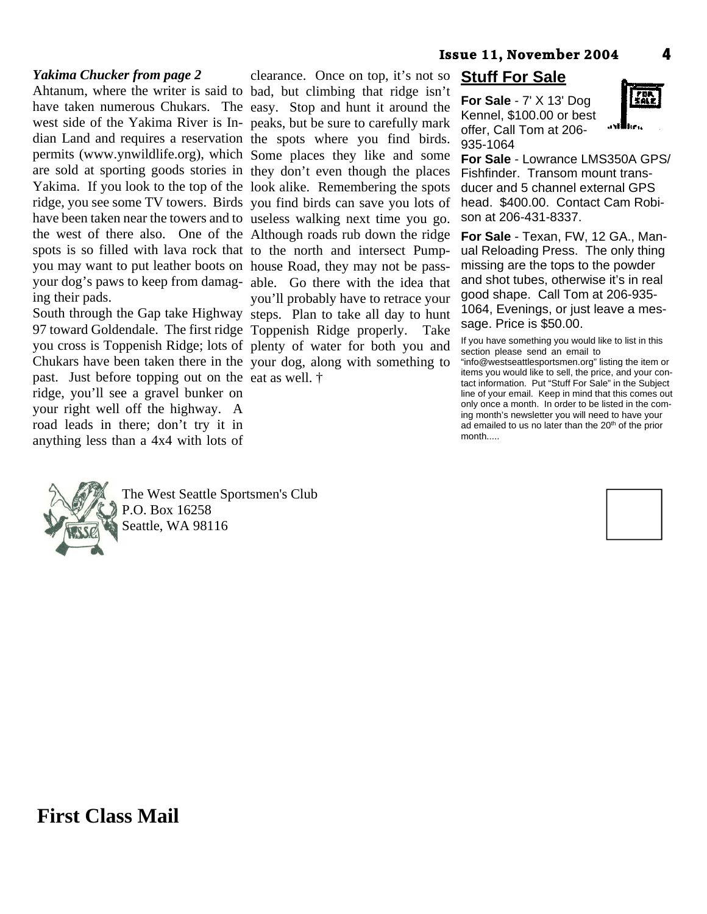*Yakima Chucker from page 2*

Ahtanum, where the writer is said to have taken numerous Chukars. The west side of the Yakima River is Indian Land and requires a reservation permits (www.ynwildlife.org), which are sold at sporting goods stories in Yakima. If you look to the top of the ridge, you see some TV towers. Birds have been taken near the towers and to the west of there also. One of the spots is so filled with lava rock that you may want to put leather boots on your dog's paws to keep from damaging their pads.

South through the Gap take Highway 97 toward Goldendale. The first ridge you cross is Toppenish Ridge; lots of Chukars have been taken there in the past. Just before topping out on the ridge, you'll see a gravel bunker on your right well off the highway. A road leads in there; don't try it in anything less than a 4x4 with lots of clearance. Once on top, it's not so bad, but climbing that ridge isn't easy. Stop and hunt it around the peaks, but be sure to carefully mark the spots where you find birds. Some places they like and some they don't even though the places look alike. Remembering the spots you find birds can save you lots of useless walking next time you go. Although roads rub down the ridge to the north and intersect Pumphouse Road, they may not be passable. Go there with the idea that you'll probably have to retrace your steps. Plan to take all day to hunt Toppenish Ridge properly. Take plenty of water for both you and your dog, along with something to eat as well. †

## Stuff For Sale

**For Sale** - 7' X 13' Dog Kennel, $100.00 or best offer, Call Tom at 206-935-1064

**For Sale** - Lowrance LMS350A GPS/Fishfinder. Transom mount transducer and 5 channel external GPS head. $400.00. Contact Cam Robison at 206-431-8337.

**For Sale** - Texan, FW, 12 GA., Manual Reloading Press. The only thing missing are the tops to the powder and shot tubes, otherwise it's in real good shape. Call Tom at 206-935-1064, Evenings, or just leave a message. Price is $50.00.

If you have something you would like to list in this section please send an email to "info@westseattlesportsmen.org" listing the item or items you would like to sell, the price, and your contact information. Put "Stuff For Sale" in the Subject line of your email. Keep in mind that this comes out only once a month. In order to be listed in the coming month's newsletter you will need to have your ad emailed to us no later than the 20th of the prior month.....

The West Seattle Sportsmen's Club
P.O. Box 16258
Seattle, WA 98116

**First Class Mail**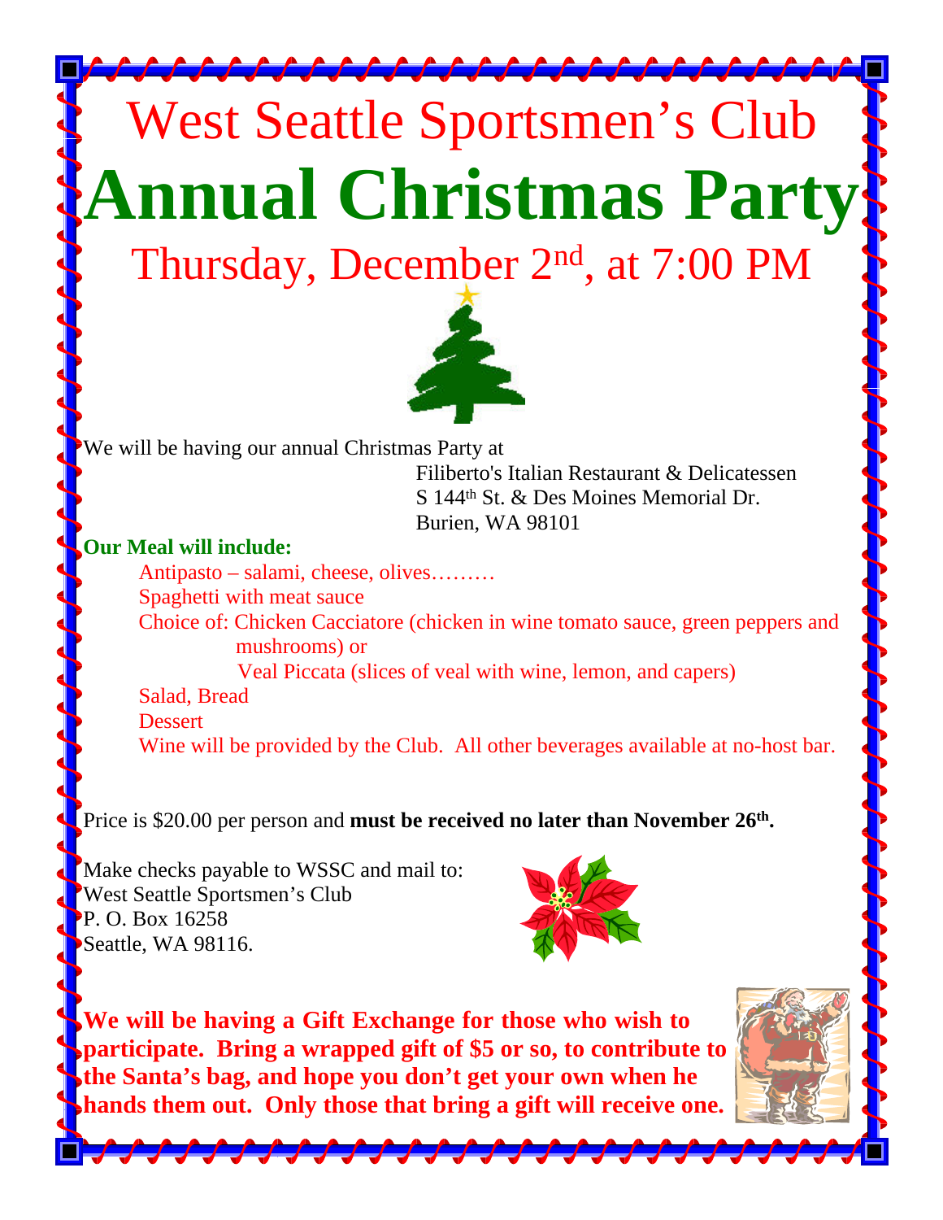# West Seattle Sportsmen's Club

# Annual Christmas Party

## Thursday, December 2nd, at 7:00 PM

We will be having our annual Christmas Party at

Filiberto's Italian Restaurant & Delicatessen
S 144th St. & Des Moines Memorial Dr.
Burien, WA 98101

**Our Meal will include:**

Antipasto – salami, cheese, olives………
Spaghetti with meat sauce
Choice of: Chicken Cacciatore (chicken in wine tomato sauce, green peppers and mushrooms) or
Veal Piccata (slices of veal with wine, lemon, and capers)
Salad, Bread
Dessert
Wine will be provided by the Club. All other beverages available at no-host bar.

Price is $20.00 per person and **must be received no later than November 26th.**

Make checks payable to WSSC and mail to:
West Seattle Sportsmen's Club
P. O. Box 16258
Seattle, WA 98116.

**We will be having a Gift Exchange for those who wish to participate. Bring a wrapped gift of $5 or so, to contribute to the Santa's bag, and hope you don't get your own when he hands them out. Only those that bring a gift will receive one.**